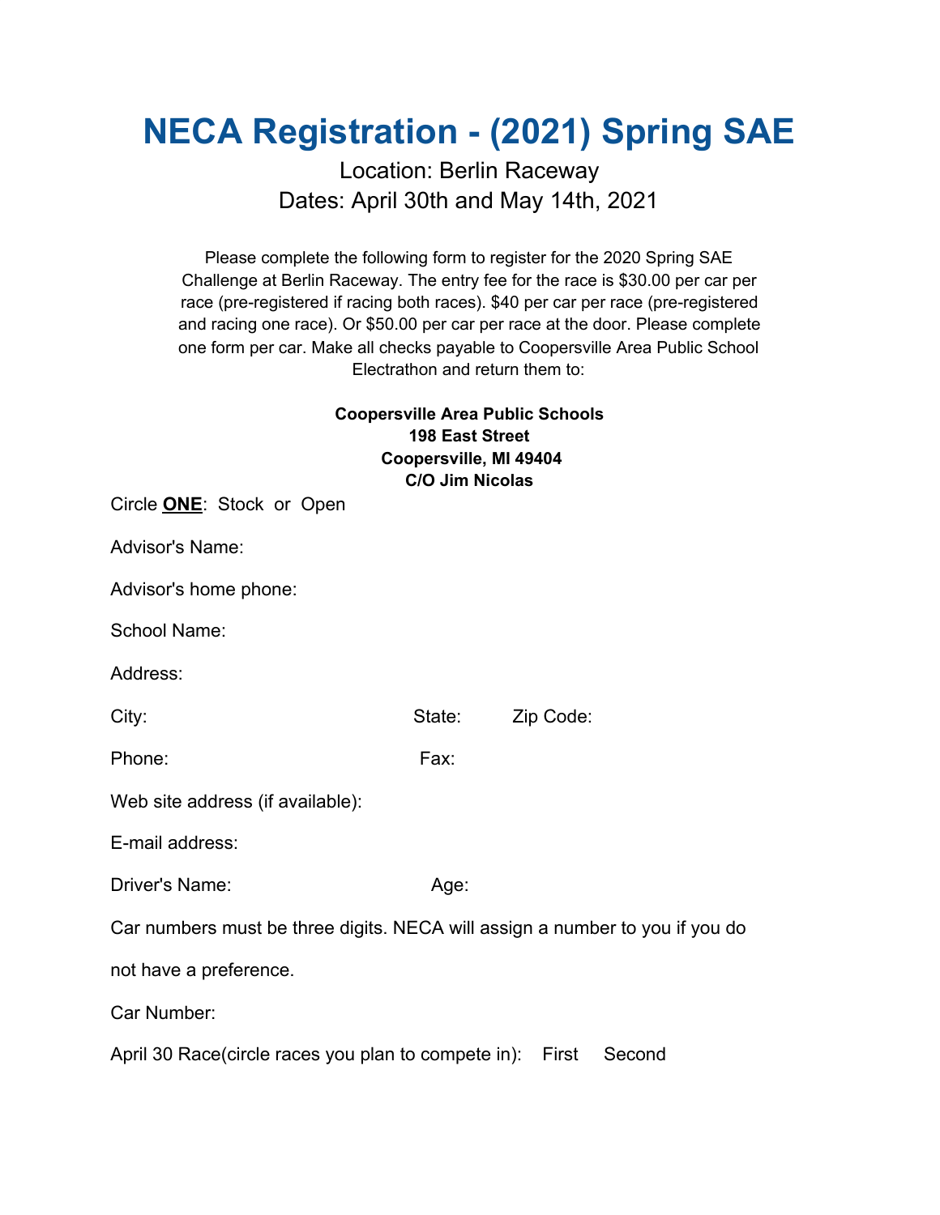# NECA Registration - (2021) Spring SAE

Location: Berlin Raceway
Dates: April 30th and May 14th, 2021

Please complete the following form to register for the 2020 Spring SAE Challenge at Berlin Raceway. The entry fee for the race is $30.00 per car per race (pre-registered if racing both races). $40 per car per race (pre-registered and racing one race). Or $50.00 per car per race at the door. Please complete one form per car. Make all checks payable to Coopersville Area Public School Electrathon and return them to:

**Coopersville Area Public Schools**
**198 East Street**
**Coopersville, MI 49404**
**C/O Jim Nicolas**

Circle **ONE**: Stock or Open

Advisor's Name:

Advisor's home phone:

School Name:

Address:

City: State: Zip Code:

Phone: Fax:

Web site address (if available):

E-mail address:

Driver's Name: Age:

Car numbers must be three digits. NECA will assign a number to you if you do not have a preference.

Car Number:

April 30 Race(circle races you plan to compete in): First Second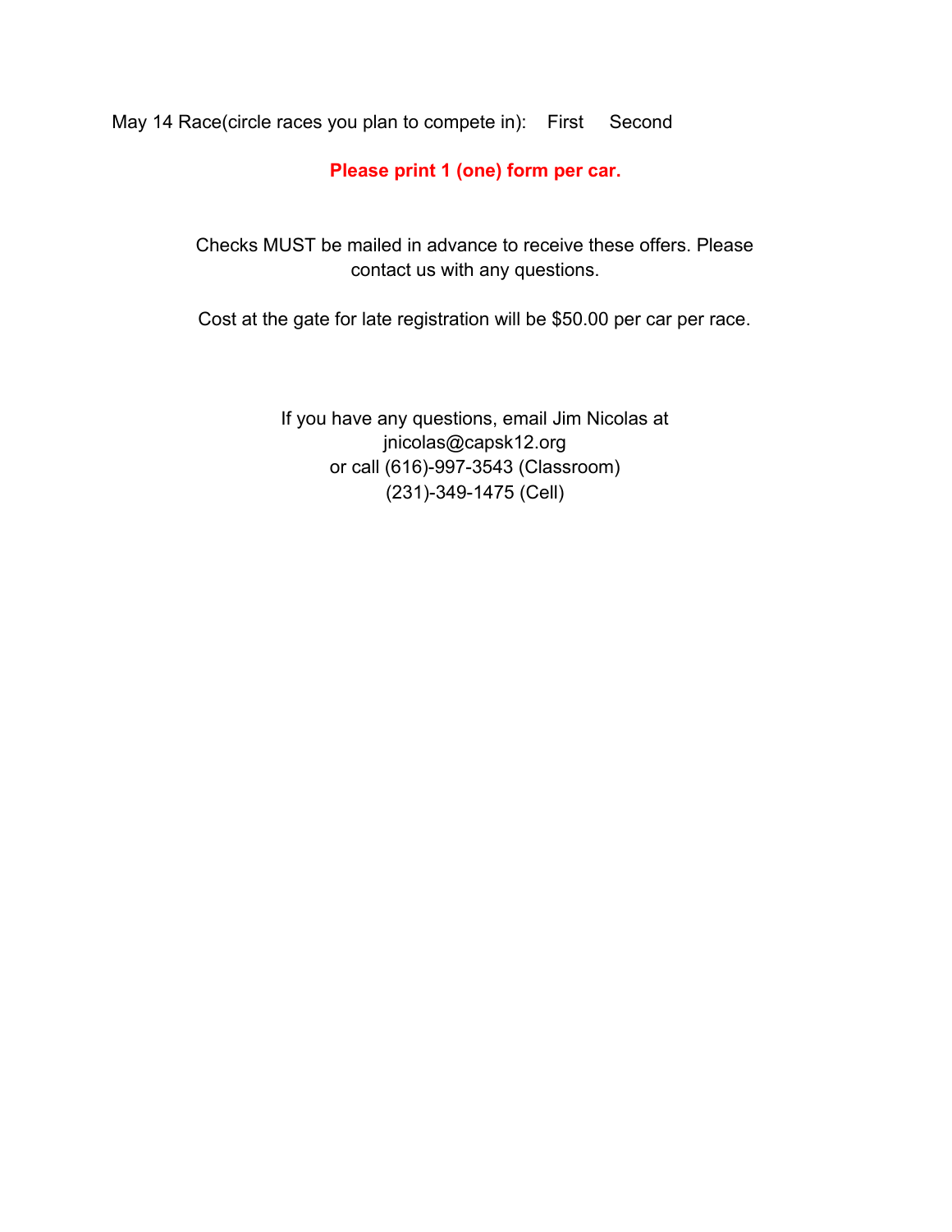May 14 Race(circle races you plan to compete in): First Second

**Please print 1 (one) form per car.**

Checks MUST be mailed in advance to receive these offers. Please contact us with any questions.

Cost at the gate for late registration will be $50.00 per car per race.

If you have any questions, email Jim Nicolas at
jnicolas@capsk12.org
or call (616)-997-3543 (Classroom)
(231)-349-1475 (Cell)